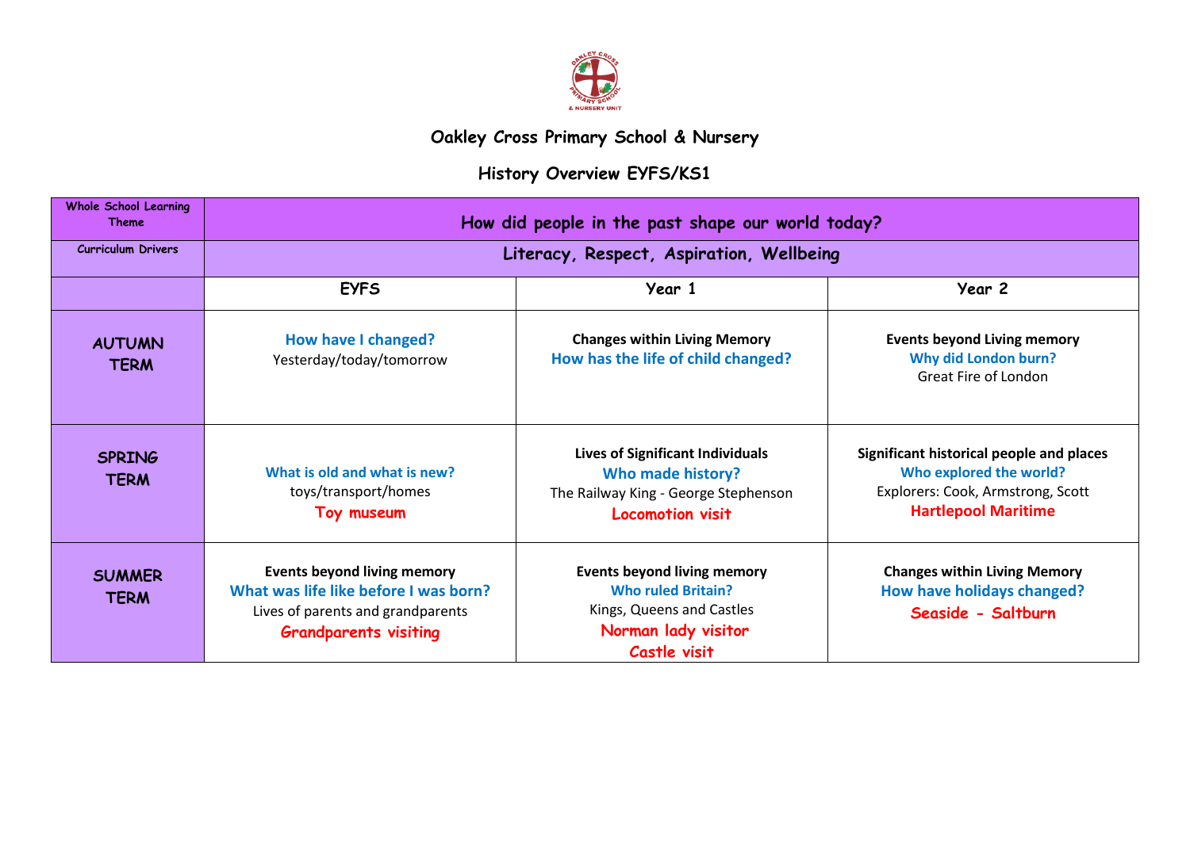# Oakley Cross Primary School & Nursery

## History Overview EYFS/KS1

| Whole School Learning Theme | How did people in the past shape our world today? | | |
|---|---|---|---|
| Curriculum Drivers | Literacy, Respect, Aspiration, Wellbeing | | |
| | EYFS | Year 1 | Year 2 |
| AUTUMN TERM | How have I changed?<br>Yesterday/today/tomorrow | **Changes within Living Memory**<br>How has the life of child changed? | **Events beyond Living memory**<br>Why did London burn?<br>Great Fire of London |
| SPRING TERM | What is old and what is new?<br>toys/transport/homes<br>Toy museum | **Lives of Significant Individuals**<br>Who made history?<br>The Railway King - George Stephenson<br>Locomotion visit | **Significant historical people and places**<br>Who explored the world?<br>Explorers: Cook, Armstrong, Scott<br>Hartlepool Maritime |
| SUMMER TERM | **Events beyond living memory**<br>What was life like before I was born?<br>Lives of parents and grandparents<br>Grandparents visiting | **Events beyond living memory**<br>Who ruled Britain?<br>Kings, Queens and Castles<br>Norman lady visitor<br>Castle visit | **Changes within Living Memory**<br>How have holidays changed?<br>Seaside - Saltburn |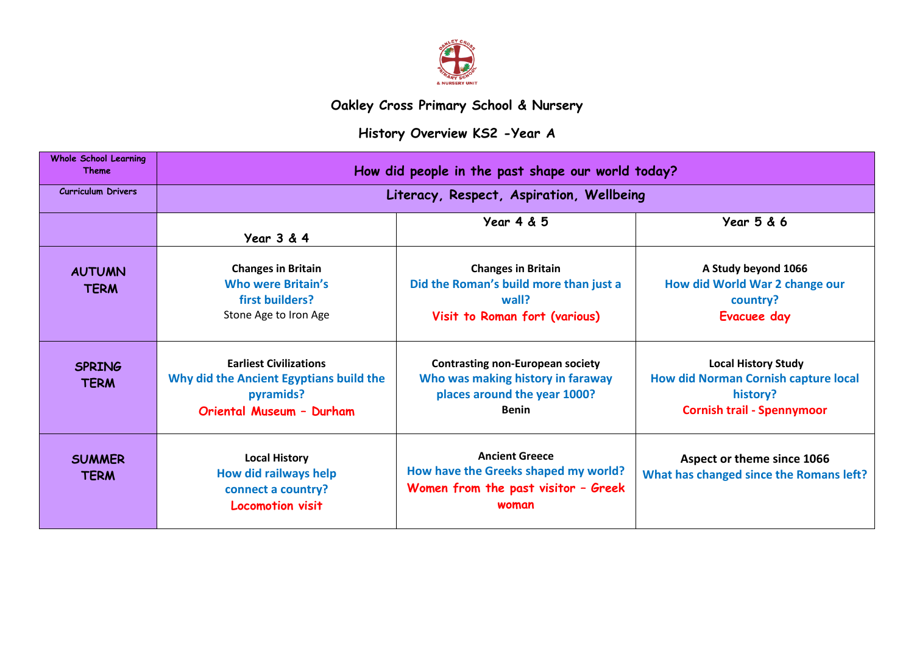# Oakley Cross Primary School & Nursery

## History Overview KS2 -Year A

| Whole School Learning Theme | How did people in the past shape our world today? | | |
|---|---|---|---|
| Curriculum Drivers | Literacy, Respect, Aspiration, Wellbeing | | |
| | Year 3 & 4 | Year 4 & 5 | Year 5 & 6 |
| AUTUMN TERM | **Changes in Britain** Who were Britain's first builders? Stone Age to Iron Age | **Changes in Britain** Did the Roman's build more than just a wall? Visit to Roman fort (various) | **A Study beyond 1066** How did World War 2 change our country? Evacuee day |
| SPRING TERM | **Earliest Civilizations** Why did the Ancient Egyptians build the pyramids? Oriental Museum – Durham | **Contrasting non-European society** Who was making history in faraway places around the year 1000? **Benin** | **Local History Study** How did Norman Cornish capture local history? Cornish trail - Spennymoor |
| SUMMER TERM | **Local History** How did railways help connect a country? Locomotion visit | **Ancient Greece** How have the Greeks shaped my world? Women from the past visitor – Greek woman | **Aspect or theme since 1066** What has changed since the Romans left? |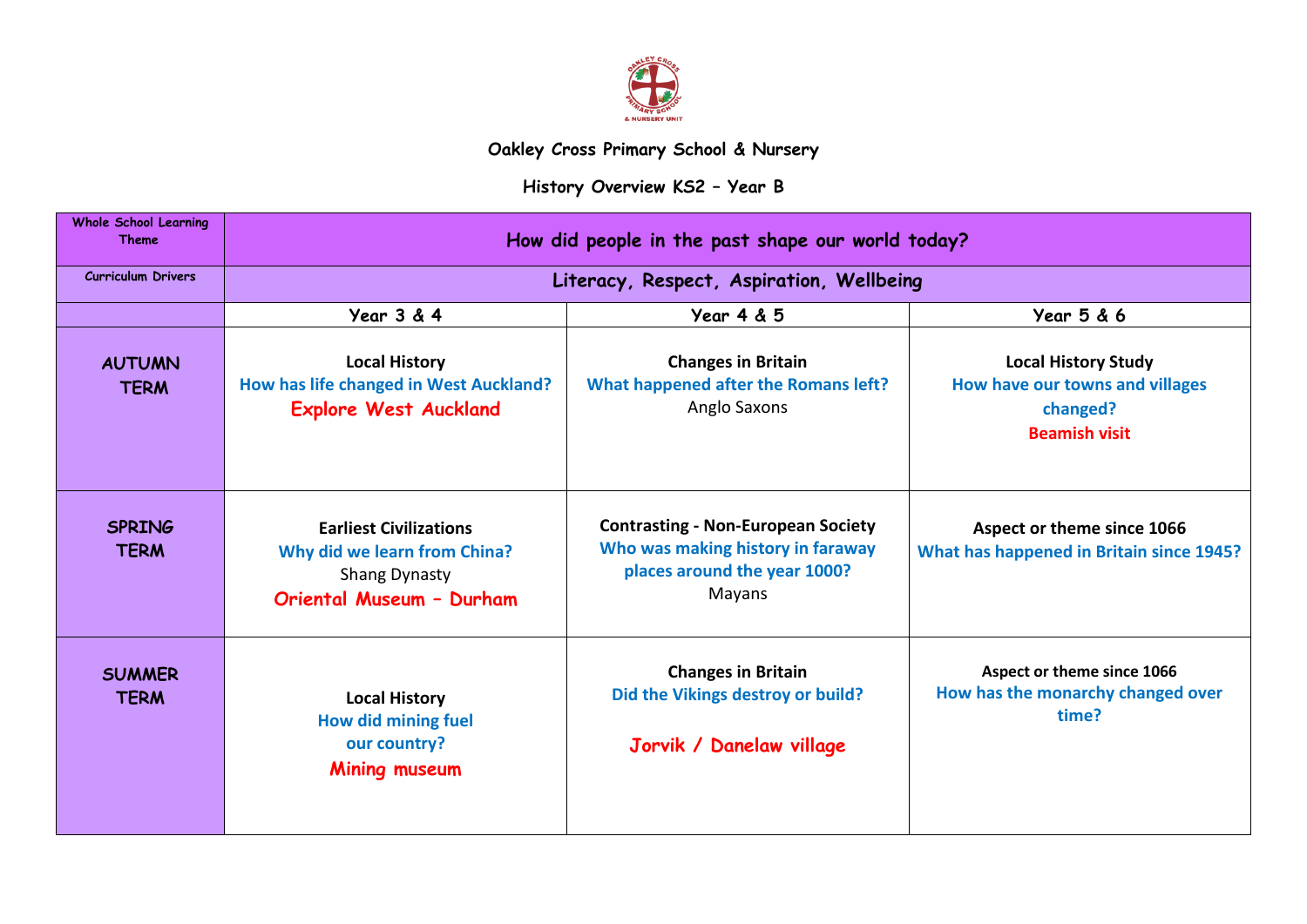# Oakley Cross Primary School & Nursery

## History Overview KS2 – Year B

| Whole School Learning Theme | How did people in the past shape our world today? | | |
|---|---|---|---|
| Curriculum Drivers | Literacy, Respect, Aspiration, Wellbeing | | |
| | **Year 3 & 4** | **Year 4 & 5** | **Year 5 & 6** |
| **AUTUMN TERM** | **Local History**<br>How has life changed in West Auckland?<br>Explore West Auckland | **Changes in Britain**<br>What happened after the Romans left?<br>Anglo Saxons | **Local History Study**<br>How have our towns and villages changed?<br>Beamish visit |
| **SPRING TERM** | **Earliest Civilizations**<br>Why did we learn from China?<br>Shang Dynasty<br>Oriental Museum – Durham | **Contrasting - Non-European Society**<br>Who was making history in faraway places around the year 1000?<br>Mayans | **Aspect or theme since 1066**<br>What has happened in Britain since 1945? |
| **SUMMER TERM** | **Local History**<br>How did mining fuel our country?<br>Mining museum | **Changes in Britain**<br>Did the Vikings destroy or build?<br>Jorvik / Danelaw village | **Aspect or theme since 1066**<br>How has the monarchy changed over time? |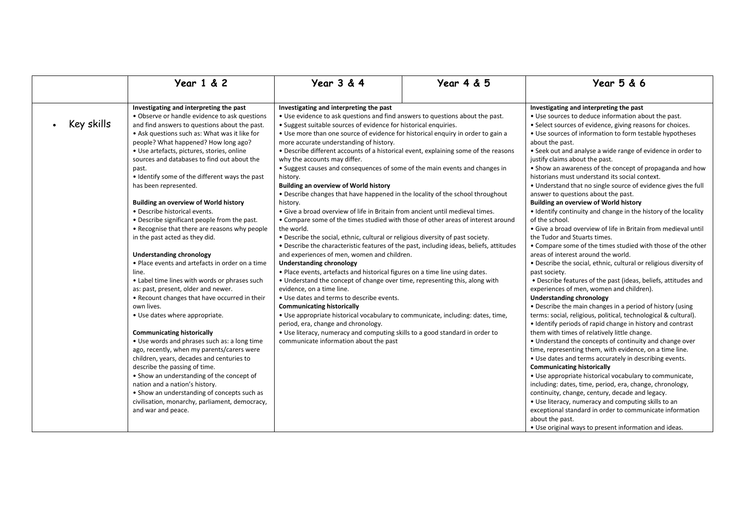| | Year 1 & 2 | Year 3 & 4 | Year 4 & 5 | Year 5 & 6 |
|---|---|---|---|---|
| • Key skills | **Investigating and interpreting the past**<br>• Observe or handle evidence to ask questions and find answers to questions about the past.<br>• Ask questions such as: What was it like for people? What happened? How long ago?<br>• Use artefacts, pictures, stories, online sources and databases to find out about the past.<br>• Identify some of the different ways the past has been represented.<br><br>**Building an overview of World history**<br>• Describe historical events.<br>• Describe significant people from the past.<br>• Recognise that there are reasons why people in the past acted as they did.<br><br>**Understanding chronology**<br>• Place events and artefacts in order on a time line.<br>• Label time lines with words or phrases such as: past, present, older and newer.<br>• Recount changes that have occurred in their own lives.<br>• Use dates where appropriate.<br><br>**Communicating historically**<br>• Use words and phrases such as: a long time ago, recently, when my parents/carers were children, years, decades and centuries to describe the passing of time.<br>• Show an understanding of the concept of nation and a nation's history.<br>• Show an understanding of concepts such as civilisation, monarchy, parliament, democracy, and war and peace. | **Investigating and interpreting the past**<br>• Use evidence to ask questions and find answers to questions about the past.<br>• Suggest suitable sources of evidence for historical enquiries.<br>• Use more than one source of evidence for historical enquiry in order to gain a more accurate understanding of history.<br>• Describe different accounts of a historical event, explaining some of the reasons why the accounts may differ.<br>• Suggest causes and consequences of some of the main events and changes in history.<br>**Building an overview of World history**<br>• Describe changes that have happened in the locality of the school throughout history.<br>• Give a broad overview of life in Britain from ancient until medieval times.<br>• Compare some of the times studied with those of other areas of interest around the world.<br>• Describe the social, ethnic, cultural or religious diversity of past society.<br>• Describe the characteristic features of the past, including ideas, beliefs, attitudes and experiences of men, women and children.<br>**Understanding chronology**<br>• Place events, artefacts and historical figures on a time line using dates.<br>• Understand the concept of change over time, representing this, along with evidence, on a time line.<br>• Use dates and terms to describe events.<br>**Communicating historically**<br>• Use appropriate historical vocabulary to communicate, including: dates, time, period, era, change and chronology.<br>• Use literacy, numeracy and computing skills to a good standard in order to communicate information about the past | | **Investigating and interpreting the past**<br>• Use sources to deduce information about the past.<br>• Select sources of evidence, giving reasons for choices.<br>• Use sources of information to form testable hypotheses about the past.<br>• Seek out and analyse a wide range of evidence in order to justify claims about the past.<br>• Show an awareness of the concept of propaganda and how historians must understand its social context.<br>• Understand that no single source of evidence gives the full answer to questions about the past.<br>**Building an overview of World history**<br>• Identify continuity and change in the history of the locality of the school.<br>• Give a broad overview of life in Britain from medieval until the Tudor and Stuarts times.<br>• Compare some of the times studied with those of the other areas of interest around the world.<br>• Describe the social, ethnic, cultural or religious diversity of past society.<br>• Describe features of the past (ideas, beliefs, attitudes and experiences of men, women and children).<br>**Understanding chronology**<br>• Describe the main changes in a period of history (using terms: social, religious, political, technological & cultural).<br>• Identify periods of rapid change in history and contrast them with times of relatively little change.<br>• Understand the concepts of continuity and change over time, representing them, with evidence, on a time line.<br>• Use dates and terms accurately in describing events.<br>**Communicating historically**<br>• Use appropriate historical vocabulary to communicate, including: dates, time, period, era, change, chronology, continuity, change, century, decade and legacy.<br>• Use literacy, numeracy and computing skills to an exceptional standard in order to communicate information about the past.<br>• Use original ways to present information and ideas. |